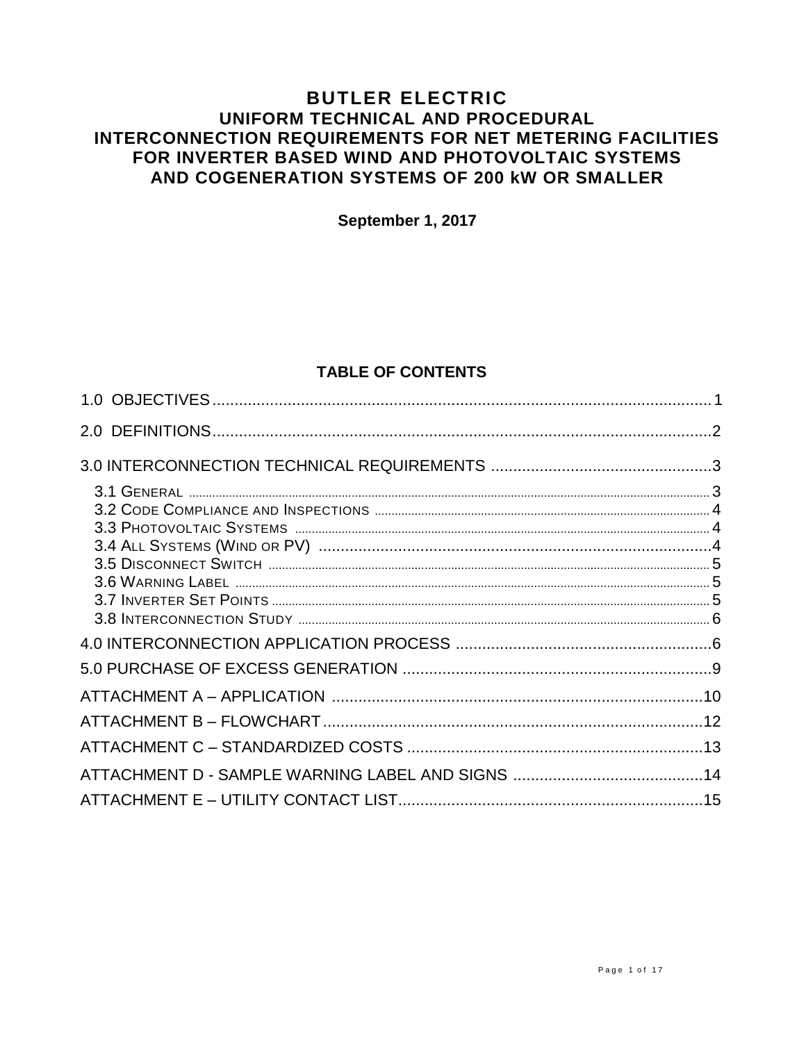# BUTLER ELECTRIC

## UNIFORM TECHNICAL AND PROCEDURAL INTERCONNECTION REQUIREMENTS FOR NET METERING FACILITIES FOR INVERTER BASED WIND AND PHOTOVOLTAIC SYSTEMS AND COGENERATION SYSTEMS OF 200 kW OR SMALLER

**September 1, 2017**

**TABLE OF CONTENTS**

1.0 OBJECTIVES ..... 1

2.0 DEFINITIONS ..... 2

3.0 INTERCONNECTION TECHNICAL REQUIREMENTS ..... 3

- 3.1 GENERAL ..... 3
- 3.2 CODE COMPLIANCE AND INSPECTIONS ..... 4
- 3.3 PHOTOVOLTAIC SYSTEMS ..... 4
- 3.4 ALL SYSTEMS (WIND OR PV) ..... 4
- 3.5 DISCONNECT SWITCH ..... 5
- 3.6 WARNING LABEL ..... 5
- 3.7 INVERTER SET POINTS ..... 5
- 3.8 INTERCONNECTION STUDY ..... 6

4.0 INTERCONNECTION APPLICATION PROCESS ..... 6

5.0 PURCHASE OF EXCESS GENERATION ..... 9

ATTACHMENT A – APPLICATION ..... 10

ATTACHMENT B – FLOWCHART ..... 12

ATTACHMENT C – STANDARDIZED COSTS ..... 13

ATTACHMENT D - SAMPLE WARNING LABEL AND SIGNS ..... 14

ATTACHMENT E – UTILITY CONTACT LIST ..... 15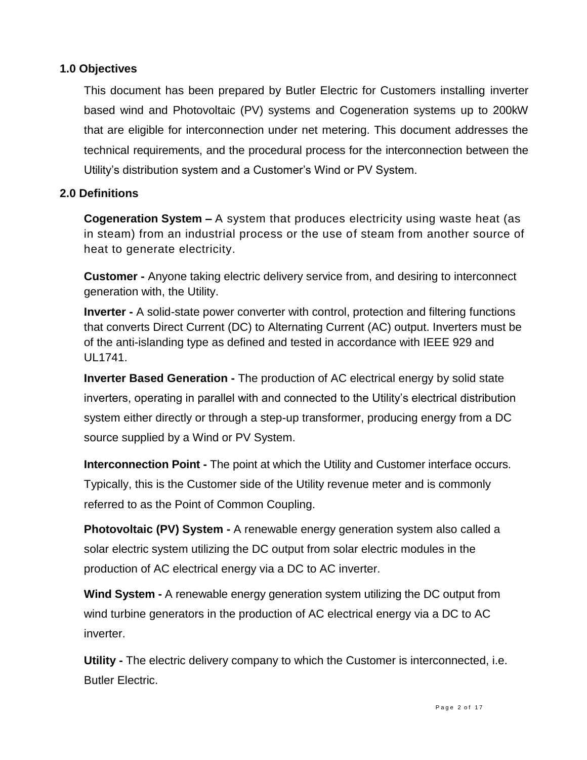## 1.0 Objectives

This document has been prepared by Butler Electric for Customers installing inverter based wind and Photovoltaic (PV) systems and Cogeneration systems up to 200kW that are eligible for interconnection under net metering. This document addresses the technical requirements, and the procedural process for the interconnection between the Utility's distribution system and a Customer's Wind or PV System.

## 2.0 Definitions

**Cogeneration System –** A system that produces electricity using waste heat (as in steam) from an industrial process or the use of steam from another source of heat to generate electricity.

**Customer -** Anyone taking electric delivery service from, and desiring to interconnect generation with, the Utility.

**Inverter -** A solid-state power converter with control, protection and filtering functions that converts Direct Current (DC) to Alternating Current (AC) output. Inverters must be of the anti-islanding type as defined and tested in accordance with IEEE 929 and UL1741.

**Inverter Based Generation -** The production of AC electrical energy by solid state inverters, operating in parallel with and connected to the Utility's electrical distribution system either directly or through a step-up transformer, producing energy from a DC source supplied by a Wind or PV System.

**Interconnection Point -** The point at which the Utility and Customer interface occurs. Typically, this is the Customer side of the Utility revenue meter and is commonly referred to as the Point of Common Coupling.

**Photovoltaic (PV) System -** A renewable energy generation system also called a solar electric system utilizing the DC output from solar electric modules in the production of AC electrical energy via a DC to AC inverter.

**Wind System -** A renewable energy generation system utilizing the DC output from wind turbine generators in the production of AC electrical energy via a DC to AC inverter.

**Utility -** The electric delivery company to which the Customer is interconnected, i.e. Butler Electric.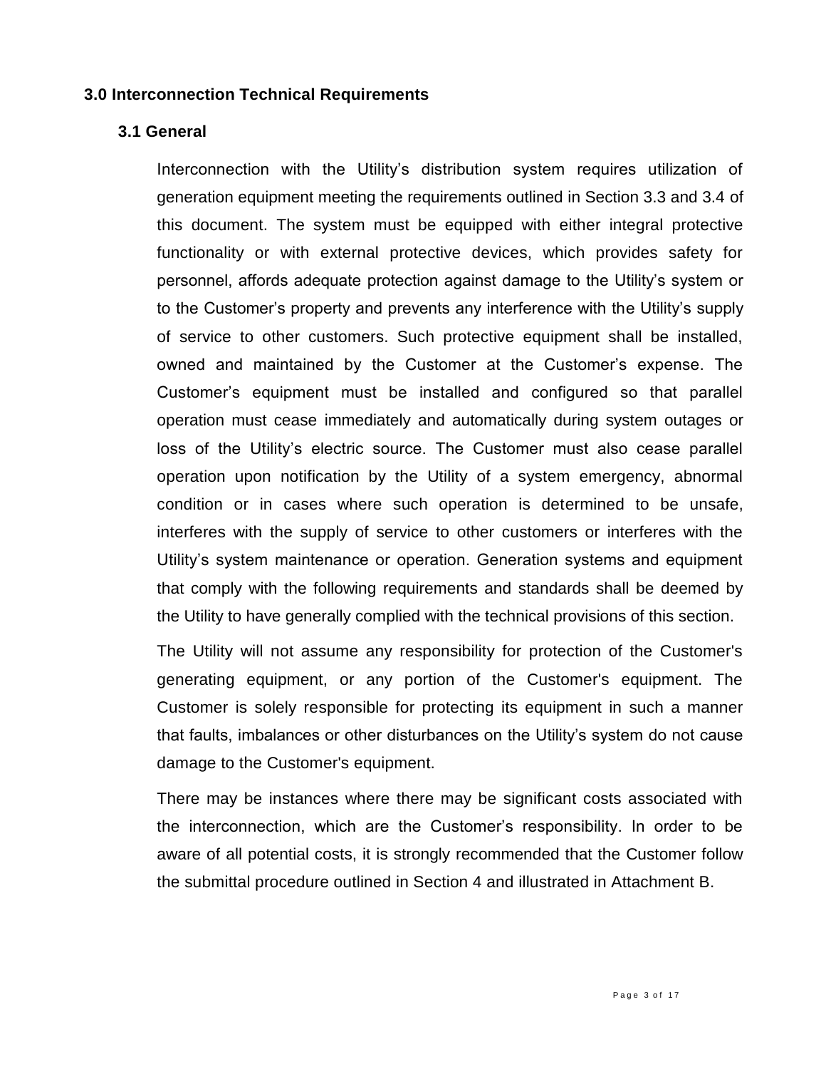## 3.0 Interconnection Technical Requirements

### 3.1 General

Interconnection with the Utility's distribution system requires utilization of generation equipment meeting the requirements outlined in Section 3.3 and 3.4 of this document. The system must be equipped with either integral protective functionality or with external protective devices, which provides safety for personnel, affords adequate protection against damage to the Utility's system or to the Customer's property and prevents any interference with the Utility's supply of service to other customers. Such protective equipment shall be installed, owned and maintained by the Customer at the Customer's expense. The Customer's equipment must be installed and configured so that parallel operation must cease immediately and automatically during system outages or loss of the Utility's electric source. The Customer must also cease parallel operation upon notification by the Utility of a system emergency, abnormal condition or in cases where such operation is determined to be unsafe, interferes with the supply of service to other customers or interferes with the Utility's system maintenance or operation. Generation systems and equipment that comply with the following requirements and standards shall be deemed by the Utility to have generally complied with the technical provisions of this section.

The Utility will not assume any responsibility for protection of the Customer's generating equipment, or any portion of the Customer's equipment. The Customer is solely responsible for protecting its equipment in such a manner that faults, imbalances or other disturbances on the Utility's system do not cause damage to the Customer's equipment.

There may be instances where there may be significant costs associated with the interconnection, which are the Customer's responsibility. In order to be aware of all potential costs, it is strongly recommended that the Customer follow the submittal procedure outlined in Section 4 and illustrated in Attachment B.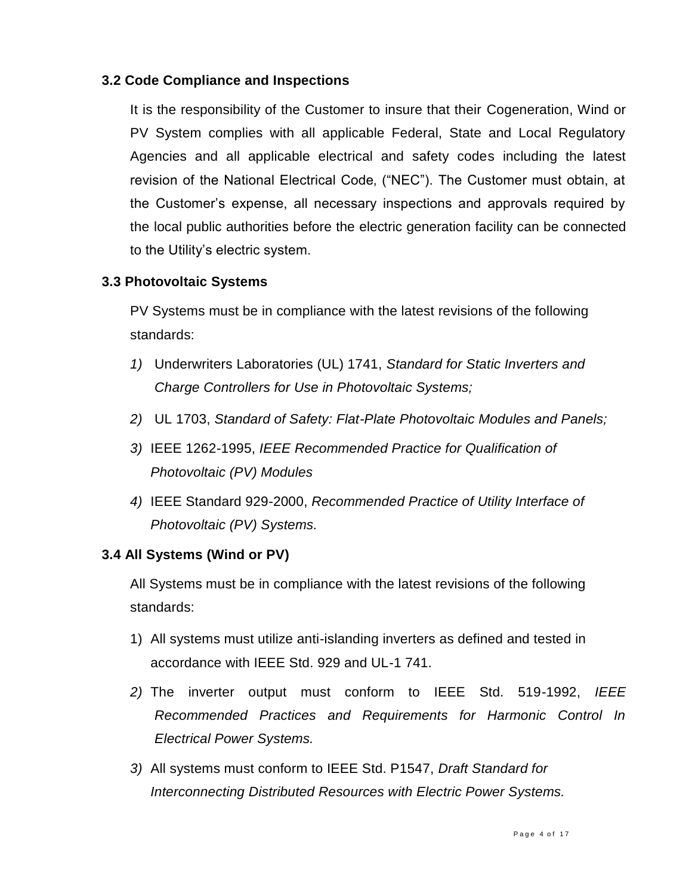### 3.2 Code Compliance and Inspections

It is the responsibility of the Customer to insure that their Cogeneration, Wind or PV System complies with all applicable Federal, State and Local Regulatory Agencies and all applicable electrical and safety codes including the latest revision of the National Electrical Code, ("NEC"). The Customer must obtain, at the Customer's expense, all necessary inspections and approvals required by the local public authorities before the electric generation facility can be connected to the Utility's electric system.

### 3.3 Photovoltaic Systems

PV Systems must be in compliance with the latest revisions of the following standards:

1) Underwriters Laboratories (UL) 1741, *Standard for Static Inverters and Charge Controllers for Use in Photovoltaic Systems;*
2) UL 1703, *Standard of Safety: Flat-Plate Photovoltaic Modules and Panels;*
3) IEEE 1262-1995, *IEEE Recommended Practice for Qualification of Photovoltaic (PV) Modules*
4) IEEE Standard 929-2000, *Recommended Practice of Utility Interface of Photovoltaic (PV) Systems.*

### 3.4 All Systems (Wind or PV)

All Systems must be in compliance with the latest revisions of the following standards:

1) All systems must utilize anti-islanding inverters as defined and tested in accordance with IEEE Std. 929 and UL-1 741.
2) The inverter output must conform to IEEE Std. 519-1992, *IEEE Recommended Practices and Requirements for Harmonic Control In Electrical Power Systems.*
3) All systems must conform to IEEE Std. P1547, *Draft Standard for Interconnecting Distributed Resources with Electric Power Systems.*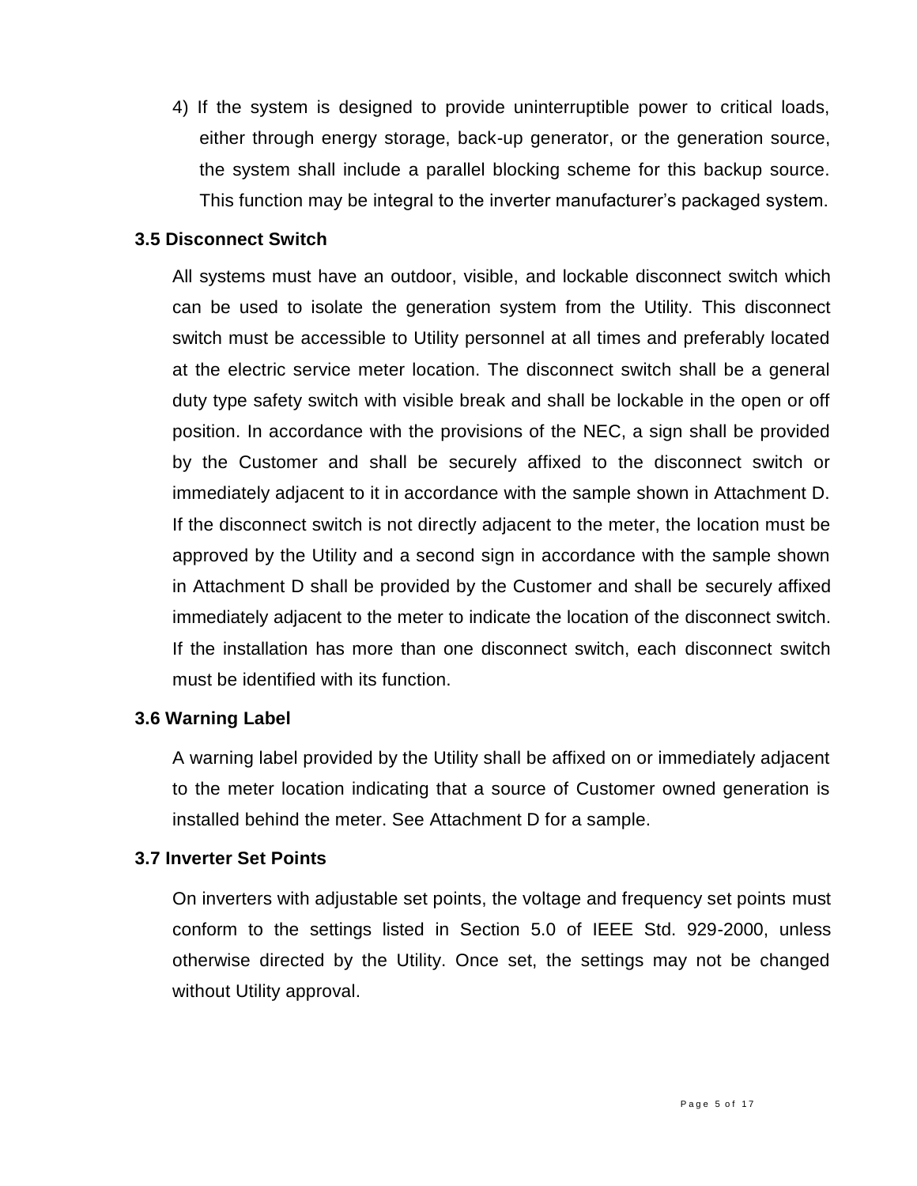4) If the system is designed to provide uninterruptible power to critical loads, either through energy storage, back-up generator, or the generation source, the system shall include a parallel blocking scheme for this backup source. This function may be integral to the inverter manufacturer's packaged system.

### 3.5 Disconnect Switch

All systems must have an outdoor, visible, and lockable disconnect switch which can be used to isolate the generation system from the Utility. This disconnect switch must be accessible to Utility personnel at all times and preferably located at the electric service meter location. The disconnect switch shall be a general duty type safety switch with visible break and shall be lockable in the open or off position. In accordance with the provisions of the NEC, a sign shall be provided by the Customer and shall be securely affixed to the disconnect switch or immediately adjacent to it in accordance with the sample shown in Attachment D. If the disconnect switch is not directly adjacent to the meter, the location must be approved by the Utility and a second sign in accordance with the sample shown in Attachment D shall be provided by the Customer and shall be securely affixed immediately adjacent to the meter to indicate the location of the disconnect switch. If the installation has more than one disconnect switch, each disconnect switch must be identified with its function.

### 3.6 Warning Label

A warning label provided by the Utility shall be affixed on or immediately adjacent to the meter location indicating that a source of Customer owned generation is installed behind the meter. See Attachment D for a sample.

### 3.7 Inverter Set Points

On inverters with adjustable set points, the voltage and frequency set points must conform to the settings listed in Section 5.0 of IEEE Std. 929-2000, unless otherwise directed by the Utility. Once set, the settings may not be changed without Utility approval.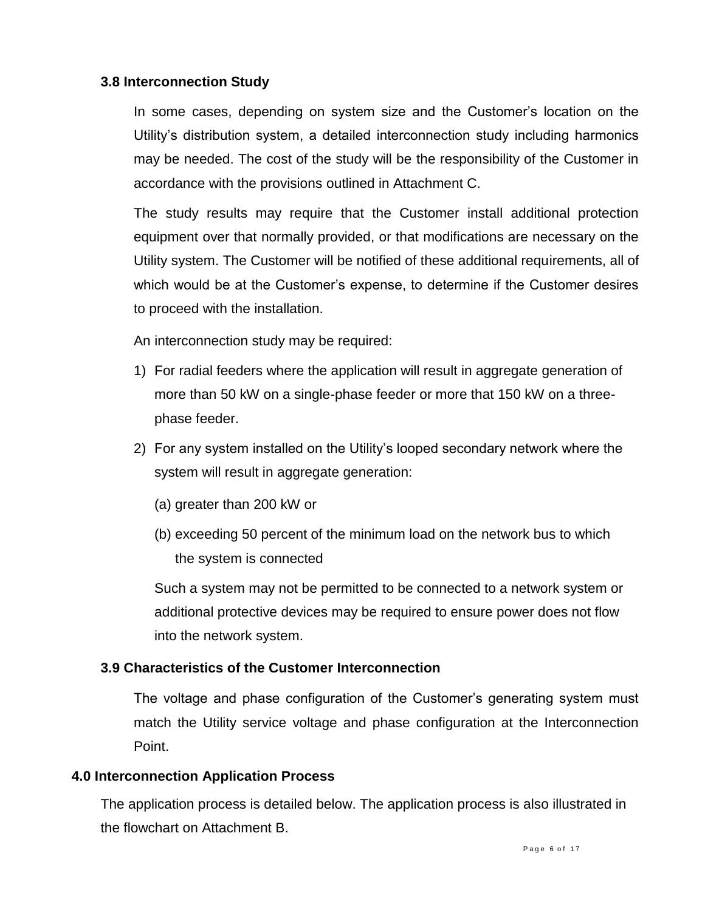### 3.8 Interconnection Study

In some cases, depending on system size and the Customer's location on the Utility's distribution system, a detailed interconnection study including harmonics may be needed. The cost of the study will be the responsibility of the Customer in accordance with the provisions outlined in Attachment C.

The study results may require that the Customer install additional protection equipment over that normally provided, or that modifications are necessary on the Utility system. The Customer will be notified of these additional requirements, all of which would be at the Customer's expense, to determine if the Customer desires to proceed with the installation.

An interconnection study may be required:

1) For radial feeders where the application will result in aggregate generation of more than 50 kW on a single-phase feeder or more that 150 kW on a three-phase feeder.
2) For any system installed on the Utility's looped secondary network where the system will result in aggregate generation:

    (a) greater than 200 kW or

    (b) exceeding 50 percent of the minimum load on the network bus to which the system is connected

    Such a system may not be permitted to be connected to a network system or additional protective devices may be required to ensure power does not flow into the network system.

### 3.9 Characteristics of the Customer Interconnection

The voltage and phase configuration of the Customer's generating system must match the Utility service voltage and phase configuration at the Interconnection Point.

## 4.0 Interconnection Application Process

The application process is detailed below. The application process is also illustrated in the flowchart on Attachment B.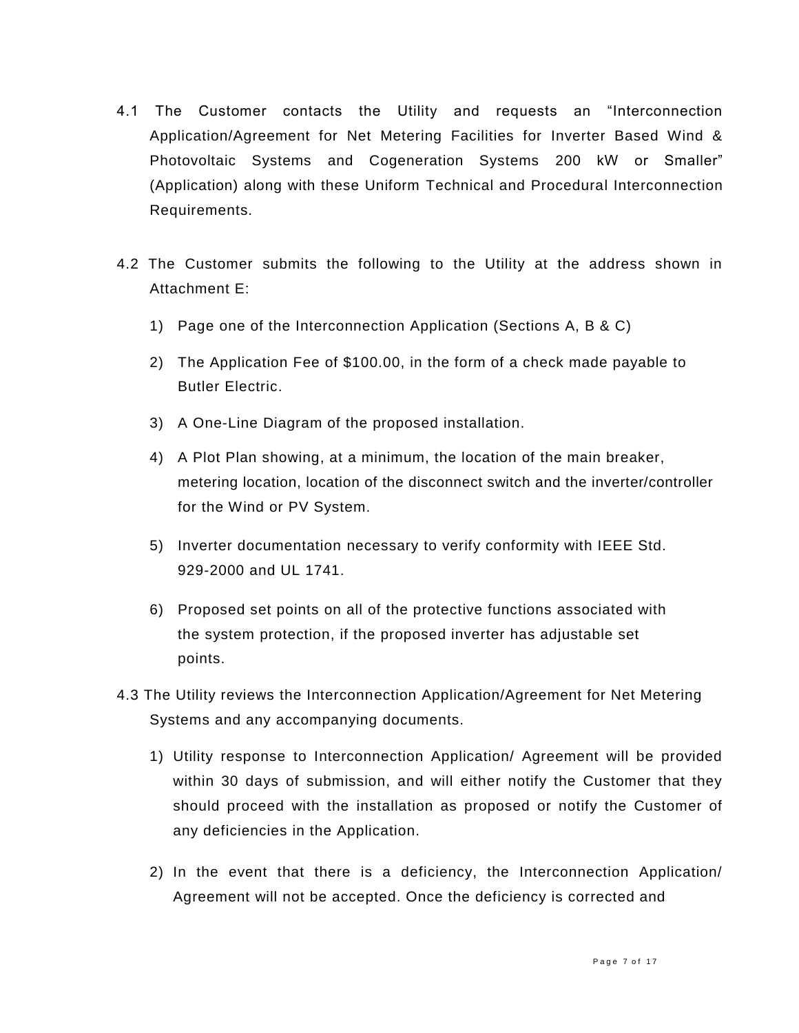4.1 The Customer contacts the Utility and requests an "Interconnection Application/Agreement for Net Metering Facilities for Inverter Based Wind & Photovoltaic Systems and Cogeneration Systems 200 kW or Smaller" (Application) along with these Uniform Technical and Procedural Interconnection Requirements.

4.2 The Customer submits the following to the Utility at the address shown in Attachment E:

1) Page one of the Interconnection Application (Sections A, B & C)
2) The Application Fee of $100.00, in the form of a check made payable to Butler Electric.
3) A One-Line Diagram of the proposed installation.
4) A Plot Plan showing, at a minimum, the location of the main breaker, metering location, location of the disconnect switch and the inverter/controller for the Wind or PV System.
5) Inverter documentation necessary to verify conformity with IEEE Std. 929-2000 and UL 1741.
6) Proposed set points on all of the protective functions associated with the system protection, if the proposed inverter has adjustable set points.

4.3 The Utility reviews the Interconnection Application/Agreement for Net Metering Systems and any accompanying documents.

1) Utility response to Interconnection Application/ Agreement will be provided within 30 days of submission, and will either notify the Customer that they should proceed with the installation as proposed or notify the Customer of any deficiencies in the Application.
2) In the event that there is a deficiency, the Interconnection Application/ Agreement will not be accepted. Once the deficiency is corrected and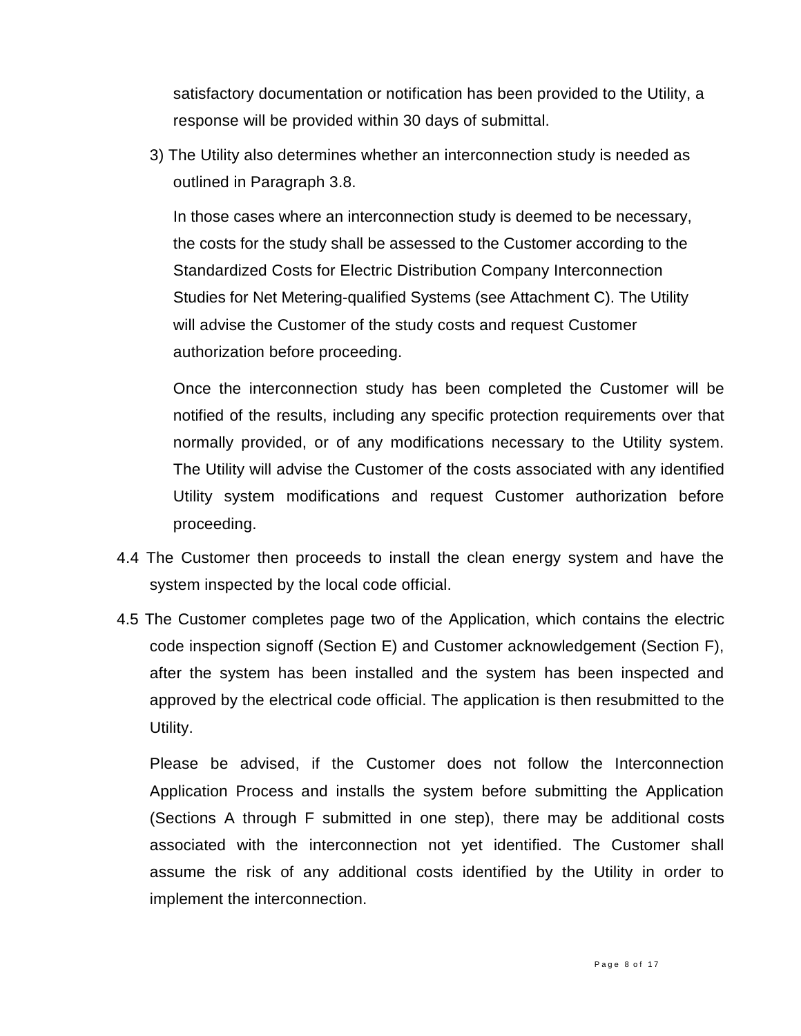satisfactory documentation or notification has been provided to the Utility, a response will be provided within 30 days of submittal.

3) The Utility also determines whether an interconnection study is needed as outlined in Paragraph 3.8.

In those cases where an interconnection study is deemed to be necessary, the costs for the study shall be assessed to the Customer according to the Standardized Costs for Electric Distribution Company Interconnection Studies for Net Metering-qualified Systems (see Attachment C). The Utility will advise the Customer of the study costs and request Customer authorization before proceeding.

Once the interconnection study has been completed the Customer will be notified of the results, including any specific protection requirements over that normally provided, or of any modifications necessary to the Utility system. The Utility will advise the Customer of the costs associated with any identified Utility system modifications and request Customer authorization before proceeding.

4.4 The Customer then proceeds to install the clean energy system and have the system inspected by the local code official.

4.5 The Customer completes page two of the Application, which contains the electric code inspection signoff (Section E) and Customer acknowledgement (Section F), after the system has been installed and the system has been inspected and approved by the electrical code official. The application is then resubmitted to the Utility.

Please be advised, if the Customer does not follow the Interconnection Application Process and installs the system before submitting the Application (Sections A through F submitted in one step), there may be additional costs associated with the interconnection not yet identified. The Customer shall assume the risk of any additional costs identified by the Utility in order to implement the interconnection.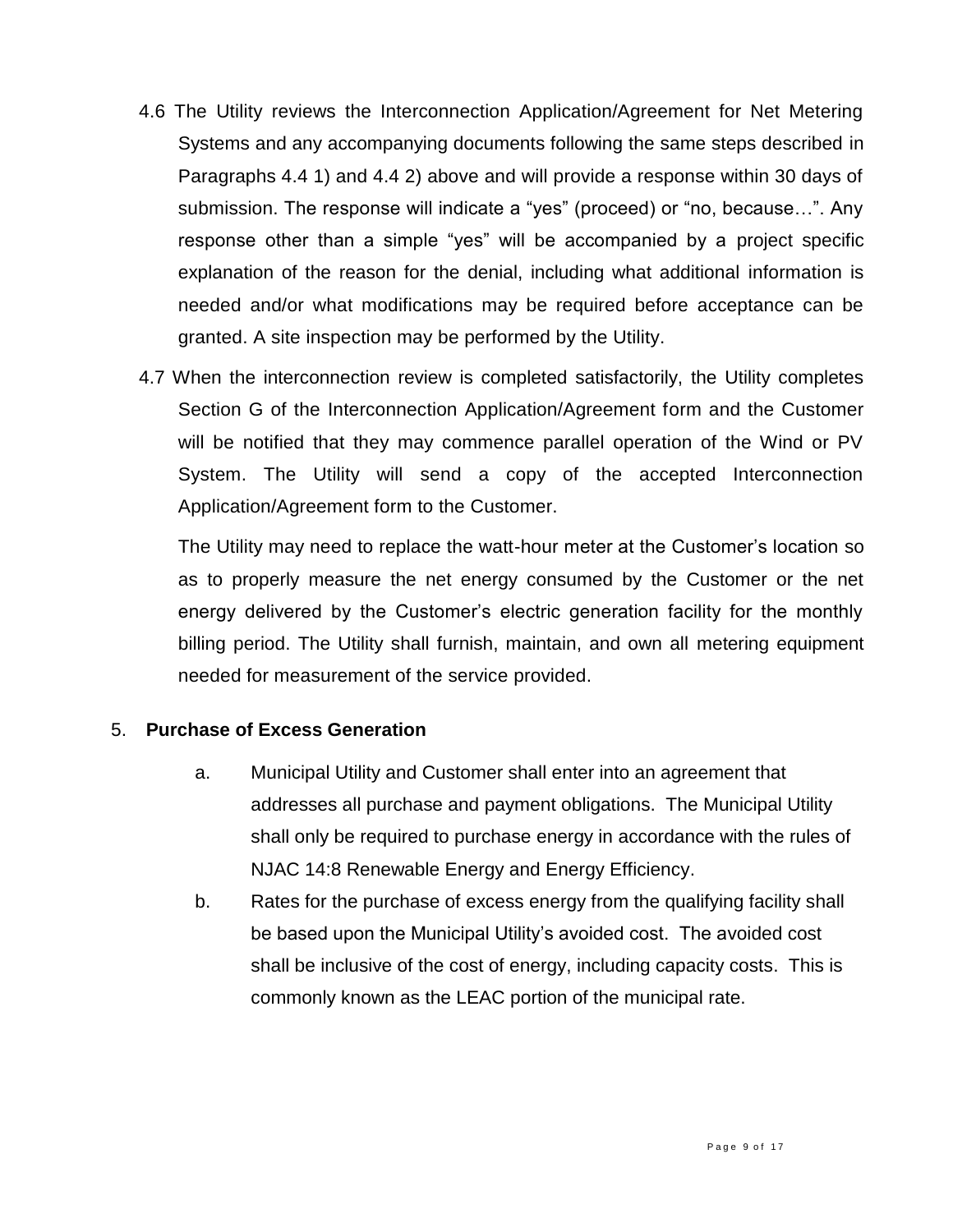4.6 The Utility reviews the Interconnection Application/Agreement for Net Metering Systems and any accompanying documents following the same steps described in Paragraphs 4.4 1) and 4.4 2) above and will provide a response within 30 days of submission. The response will indicate a "yes" (proceed) or "no, because…". Any response other than a simple "yes" will be accompanied by a project specific explanation of the reason for the denial, including what additional information is needed and/or what modifications may be required before acceptance can be granted. A site inspection may be performed by the Utility.

4.7 When the interconnection review is completed satisfactorily, the Utility completes Section G of the Interconnection Application/Agreement form and the Customer will be notified that they may commence parallel operation of the Wind or PV System. The Utility will send a copy of the accepted Interconnection Application/Agreement form to the Customer.

The Utility may need to replace the watt-hour meter at the Customer's location so as to properly measure the net energy consumed by the Customer or the net energy delivered by the Customer's electric generation facility for the monthly billing period. The Utility shall furnish, maintain, and own all metering equipment needed for measurement of the service provided.

5. **Purchase of Excess Generation**

   a. Municipal Utility and Customer shall enter into an agreement that addresses all purchase and payment obligations. The Municipal Utility shall only be required to purchase energy in accordance with the rules of NJAC 14:8 Renewable Energy and Energy Efficiency.

   b. Rates for the purchase of excess energy from the qualifying facility shall be based upon the Municipal Utility's avoided cost. The avoided cost shall be inclusive of the cost of energy, including capacity costs. This is commonly known as the LEAC portion of the municipal rate.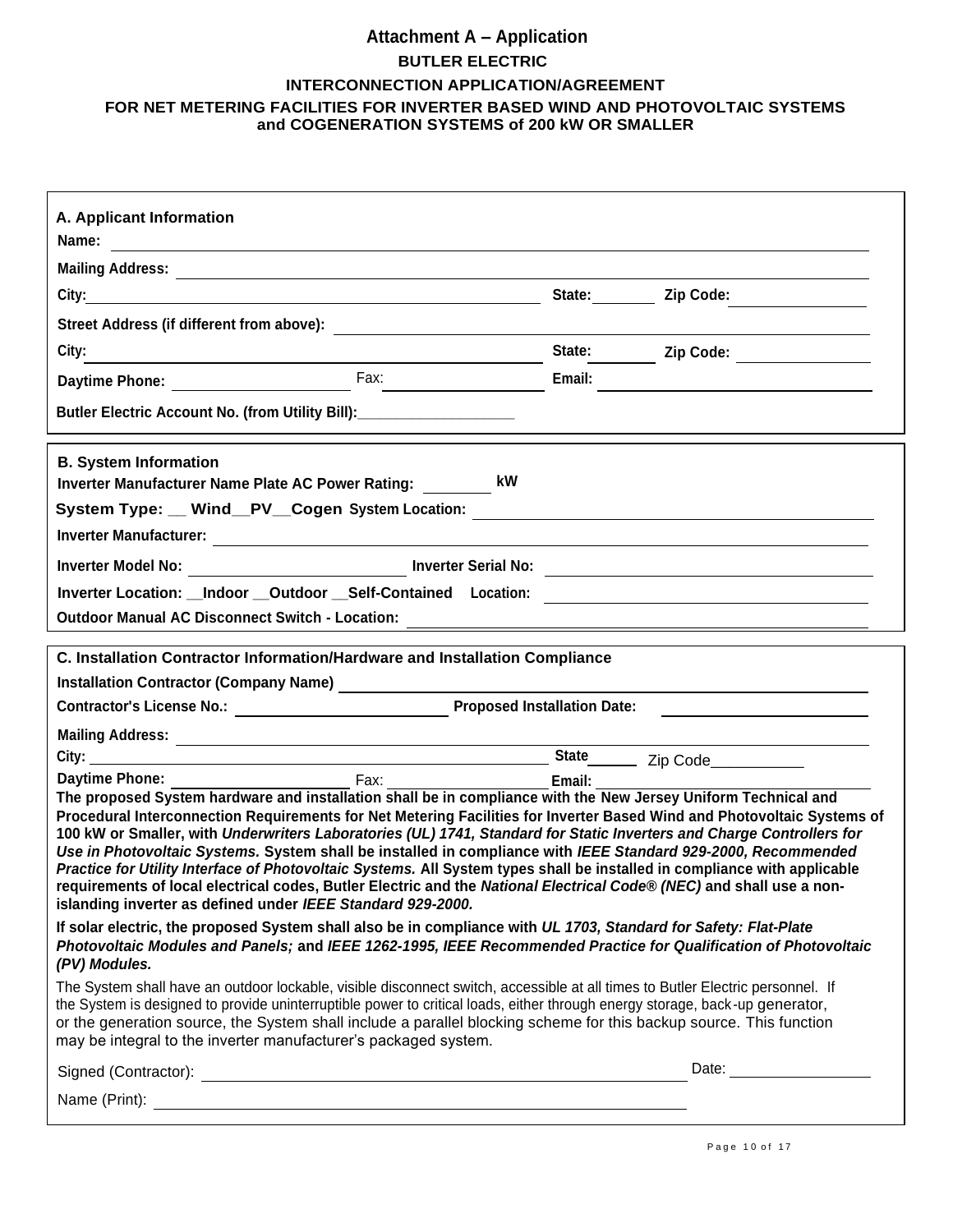# Attachment A – Application

## BUTLER ELECTRIC

## INTERCONNECTION APPLICATION/AGREEMENT

## FOR NET METERING FACILITIES FOR INVERTER BASED WIND AND PHOTOVOLTAIC SYSTEMS and COGENERATION SYSTEMS of 200 kW OR SMALLER

### A. Applicant Information

**Name:** ______________________________

**Mailing Address:** ______________________________

**City:** ______________________________ **State:** ________ **Zip Code:** ________________

**Street Address (if different from above):** ______________________________

**City:** ______________________________ **State:** ________ **Zip Code:** ________________

**Daytime Phone:** ____________________ Fax: ____________________ **Email:** ______________________________

**Butler Electric Account No. (from Utility Bill):**___________________

### B. System Information

**Inverter Manufacturer Name Plate AC Power Rating:** ________ **kW**

**System Type: __ Wind__PV__Cogen System Location:** ______________________________

**Inverter Manufacturer:** ______________________________

**Inverter Model No:** ________________________ **Inverter Serial No:** ______________________________

**Inverter Location: __Indoor __Outdoor __Self-Contained Location:** ______________________________

**Outdoor Manual AC Disconnect Switch - Location:** ______________________________

### C. Installation Contractor Information/Hardware and Installation Compliance

**Installation Contractor (Company Name)** ______________________________

**Contractor's License No.:** ________________________ **Proposed Installation Date:** ________________________

**Mailing Address:** ______________________________

**City:** ______________________________ **State**______ Zip Code___________

**Daytime Phone:** ____________________ Fax: ____________________ **Email:** ______________________________

**The proposed System hardware and installation shall be in compliance with the New Jersey Uniform Technical and Procedural Interconnection Requirements for Net Metering Facilities for Inverter Based Wind and Photovoltaic Systems of 100 kW or Smaller, with *Underwriters Laboratories (UL) 1741, Standard for Static Inverters and Charge Controllers for Use in Photovoltaic Systems.* System shall be installed in compliance with *IEEE Standard 929-2000, Recommended Practice for Utility Interface of Photovoltaic Systems.* All System types shall be installed in compliance with applicable requirements of local electrical codes, Butler Electric and the *National Electrical Code® (NEC)* and shall use a non-islanding inverter as defined under *IEEE Standard 929-2000.***

**If solar electric, the proposed System shall also be in compliance with *UL 1703, Standard for Safety: Flat-Plate Photovoltaic Modules and Panels;* and *IEEE 1262-1995, IEEE Recommended Practice for Qualification of Photovoltaic (PV) Modules.***

The System shall have an outdoor lockable, visible disconnect switch, accessible at all times to Butler Electric personnel. If the System is designed to provide uninterruptible power to critical loads, either through energy storage, back-up generator, or the generation source, the System shall include a parallel blocking scheme for this backup source. This function may be integral to the inverter manufacturer's packaged system.

Signed (Contractor): ______________________________ Date: ________________

Name (Print): ______________________________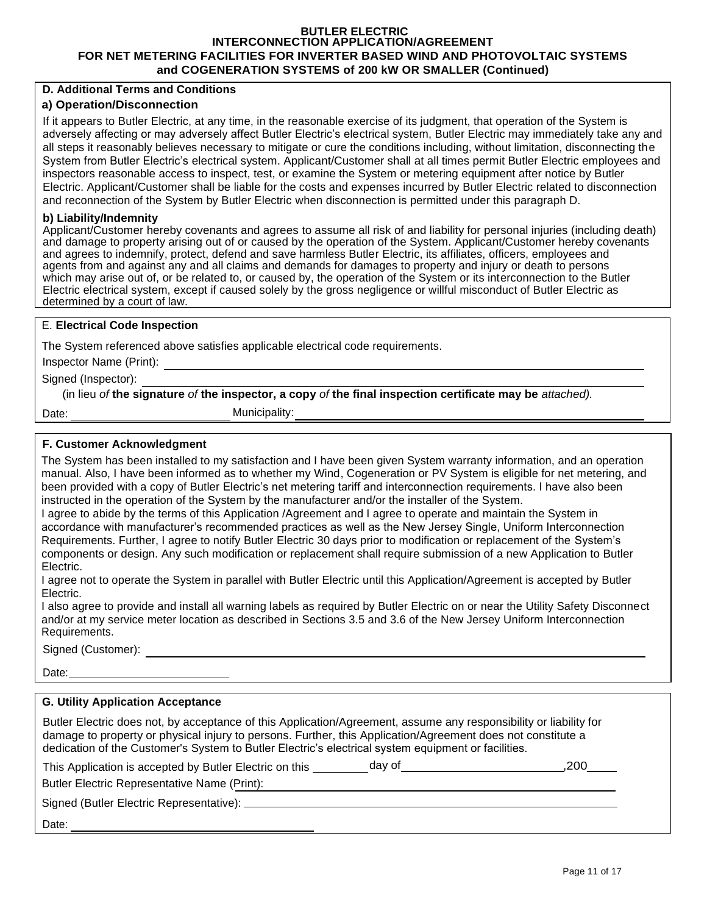**BUTLER ELECTRIC**
**INTERCONNECTION APPLICATION/AGREEMENT**
**FOR NET METERING FACILITIES FOR INVERTER BASED WIND AND PHOTOVOLTAIC SYSTEMS and COGENERATION SYSTEMS of 200 kW OR SMALLER (Continued)**

## D. Additional Terms and Conditions

### a) Operation/Disconnection

If it appears to Butler Electric, at any time, in the reasonable exercise of its judgment, that operation of the System is adversely affecting or may adversely affect Butler Electric's electrical system, Butler Electric may immediately take any and all steps it reasonably believes necessary to mitigate or cure the conditions including, without limitation, disconnecting the System from Butler Electric's electrical system. Applicant/Customer shall at all times permit Butler Electric employees and inspectors reasonable access to inspect, test, or examine the System or metering equipment after notice by Butler Electric. Applicant/Customer shall be liable for the costs and expenses incurred by Butler Electric related to disconnection and reconnection of the System by Butler Electric when disconnection is permitted under this paragraph D.

### b) Liability/Indemnity

Applicant/Customer hereby covenants and agrees to assume all risk of and liability for personal injuries (including death) and damage to property arising out of or caused by the operation of the System. Applicant/Customer hereby covenants and agrees to indemnify, protect, defend and save harmless Butler Electric, its affiliates, officers, employees and agents from and against any and all claims and demands for damages to property and injury or death to persons which may arise out of, or be related to, or caused by, the operation of the System or its interconnection to the Butler Electric electrical system, except if caused solely by the gross negligence or willful misconduct of Butler Electric as determined by a court of law.

## E. Electrical Code Inspection

The System referenced above satisfies applicable electrical code requirements.

Inspector Name (Print): ____________________

Signed (Inspector): ____________________

(in lieu *of* **the signature** *of* **the inspector, a copy** *of* **the final inspection certificate may be** *attached).*

Date: ____________ Municipality: ____________________

## F. Customer Acknowledgment

The System has been installed to my satisfaction and I have been given System warranty information, and an operation manual. Also, I have been informed as to whether my Wind, Cogeneration or PV System is eligible for net metering, and been provided with a copy of Butler Electric's net metering tariff and interconnection requirements. I have also been instructed in the operation of the System by the manufacturer and/or the installer of the System.

I agree to abide by the terms of this Application /Agreement and I agree to operate and maintain the System in accordance with manufacturer's recommended practices as well as the New Jersey Single, Uniform Interconnection Requirements. Further, I agree to notify Butler Electric 30 days prior to modification or replacement of the System's components or design. Any such modification or replacement shall require submission of a new Application to Butler Electric.

I agree not to operate the System in parallel with Butler Electric until this Application/Agreement is accepted by Butler Electric.

I also agree to provide and install all warning labels as required by Butler Electric on or near the Utility Safety Disconnect and/or at my service meter location as described in Sections 3.5 and 3.6 of the New Jersey Uniform Interconnection Requirements.

Signed (Customer): ____________________

Date: ____________

## G. Utility Application Acceptance

Butler Electric does not, by acceptance of this Application/Agreement, assume any responsibility or liability for damage to property or physical injury to persons. Further, this Application/Agreement does not constitute a dedication of the Customer's System to Butler Electric's electrical system equipment or facilities.

This Application is accepted by Butler Electric on this ________ day of ____________________,200____

Butler Electric Representative Name (Print): ____________________

Signed (Butler Electric Representative): ____________________

Date: ____________________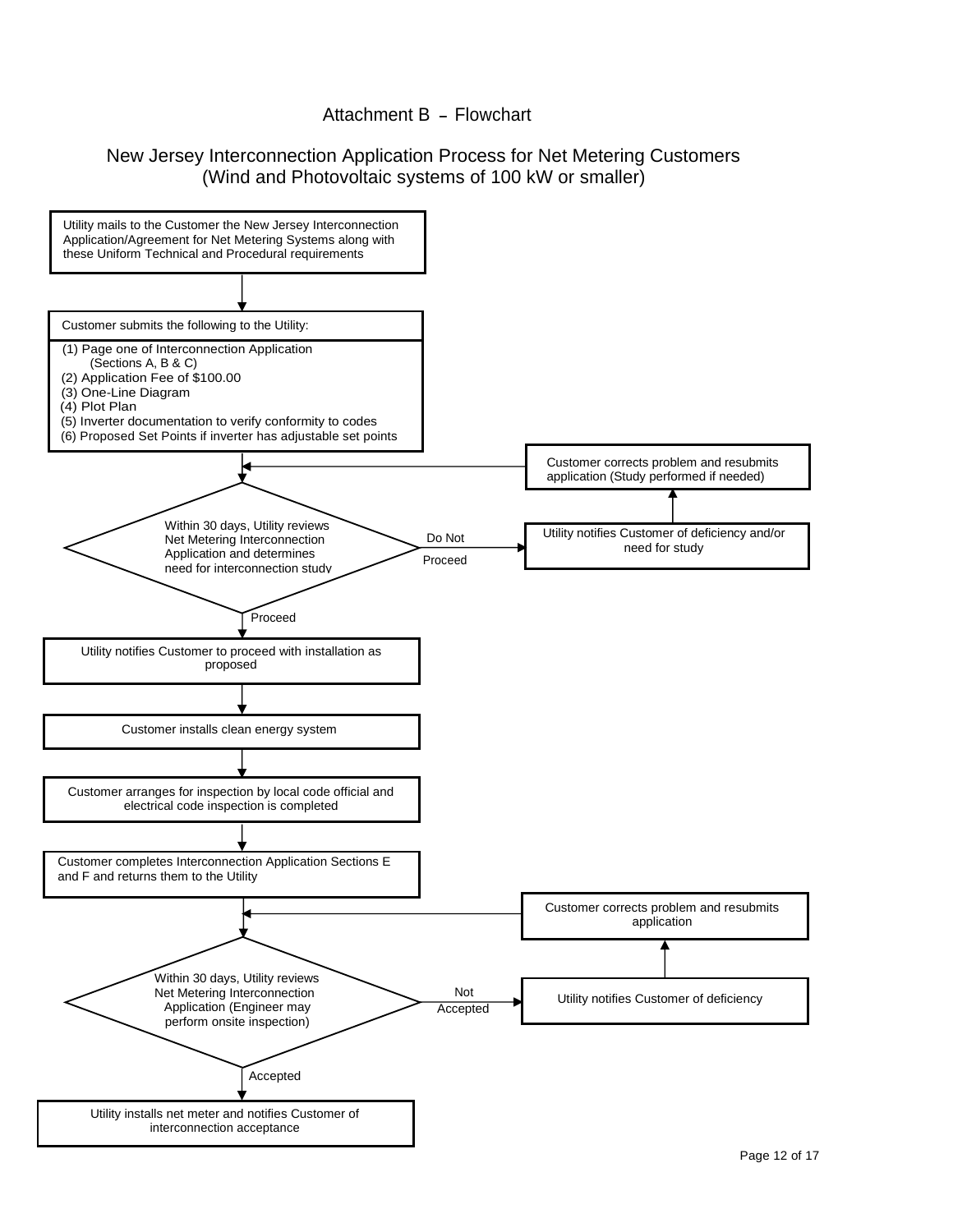Attachment B – Flowchart

## New Jersey Interconnection Application Process for Net Metering Customers (Wind and Photovoltaic systems of 100 kW or smaller)

Utility mails to the Customer the New Jersey Interconnection Application/Agreement for Net Metering Systems along with these Uniform Technical and Procedural requirements

↓

Customer submits the following to the Utility:

(1) Page one of Interconnection Application (Sections A, B & C)
(2) Application Fee of $100.00
(3) One-Line Diagram
(4) Plot Plan
(5) Inverter documentation to verify conformity to codes
(6) Proposed Set Points if inverter has adjustable set points

↓

Within 30 days, Utility reviews Net Metering Interconnection Application and determines need for interconnection study

- Do Not Proceed → Utility notifies Customer of deficiency and/or need for study → Customer corrects problem and resubmits application (Study performed if needed) → (returns to review)
- Proceed ↓

Utility notifies Customer to proceed with installation as proposed

↓

Customer installs clean energy system

↓

Customer arranges for inspection by local code official and electrical code inspection is completed

↓

Customer completes Interconnection Application Sections E and F and returns them to the Utility

↓

Within 30 days, Utility reviews Net Metering Interconnection Application (Engineer may perform onsite inspection)

- Not Accepted → Utility notifies Customer of deficiency → Customer corrects problem and resubmits application → (returns to review)
- Accepted ↓

Utility installs net meter and notifies Customer of interconnection acceptance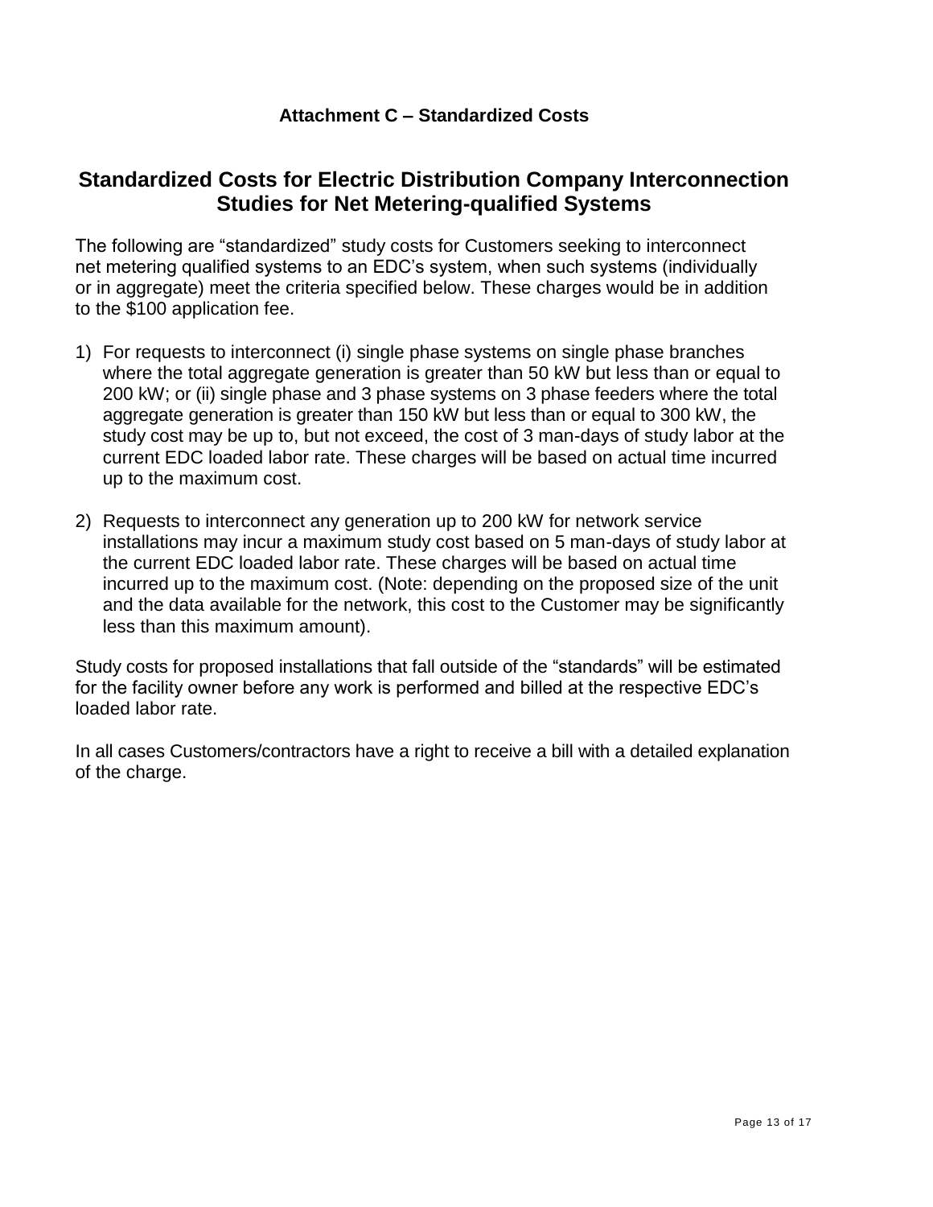### Attachment C – Standardized Costs

## Standardized Costs for Electric Distribution Company Interconnection Studies for Net Metering-qualified Systems

The following are "standardized" study costs for Customers seeking to interconnect net metering qualified systems to an EDC's system, when such systems (individually or in aggregate) meet the criteria specified below. These charges would be in addition to the $100 application fee.

1) For requests to interconnect (i) single phase systems on single phase branches where the total aggregate generation is greater than 50 kW but less than or equal to 200 kW; or (ii) single phase and 3 phase systems on 3 phase feeders where the total aggregate generation is greater than 150 kW but less than or equal to 300 kW, the study cost may be up to, but not exceed, the cost of 3 man-days of study labor at the current EDC loaded labor rate. These charges will be based on actual time incurred up to the maximum cost.

2) Requests to interconnect any generation up to 200 kW for network service installations may incur a maximum study cost based on 5 man-days of study labor at the current EDC loaded labor rate. These charges will be based on actual time incurred up to the maximum cost. (Note: depending on the proposed size of the unit and the data available for the network, this cost to the Customer may be significantly less than this maximum amount).

Study costs for proposed installations that fall outside of the "standards" will be estimated for the facility owner before any work is performed and billed at the respective EDC's loaded labor rate.

In all cases Customers/contractors have a right to receive a bill with a detailed explanation of the charge.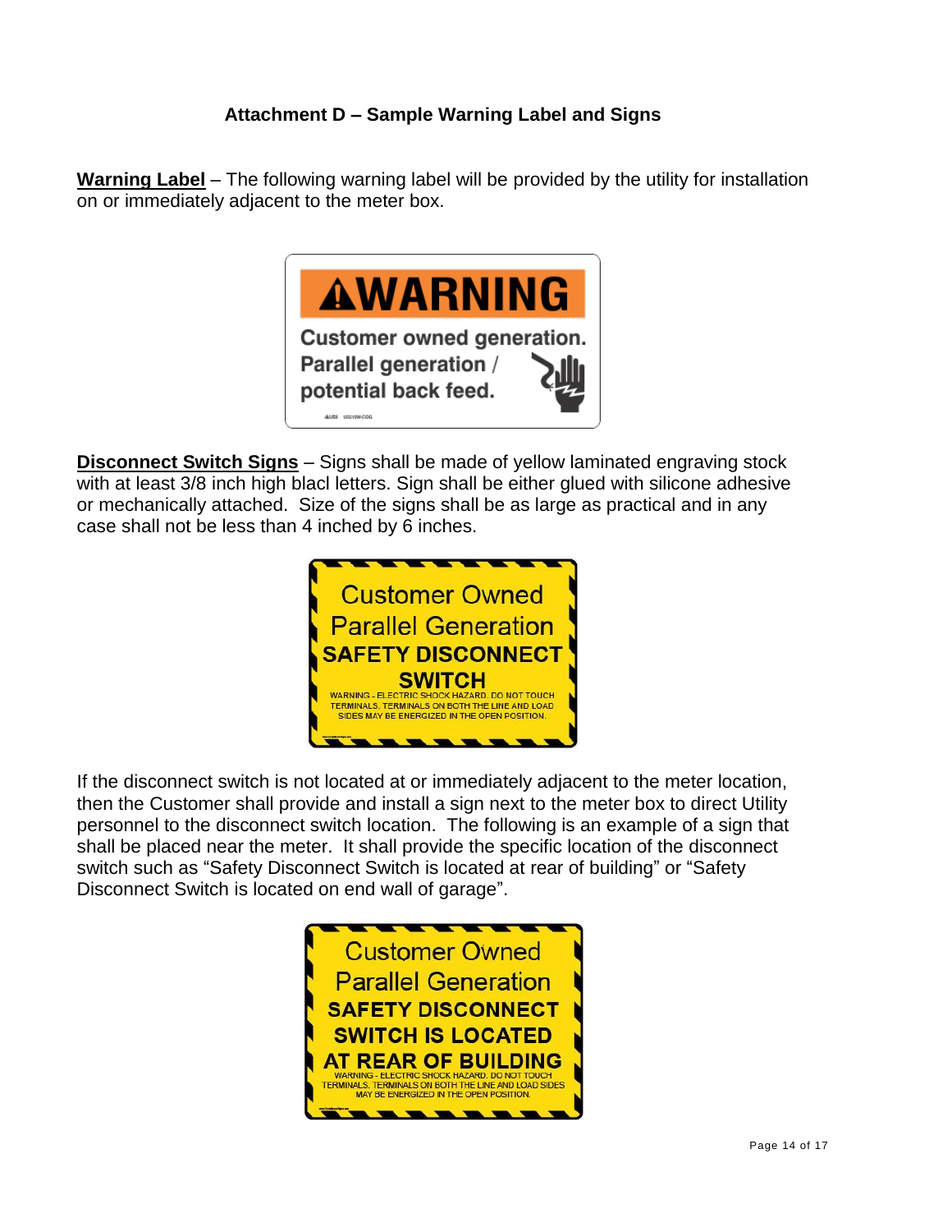## Attachment D – Sample Warning Label and Signs

**Warning Label** – The following warning label will be provided by the utility for installation on or immediately adjacent to the meter box.

**WARNING**

Customer owned generation.
Parallel generation /
potential back feed.

**Disconnect Switch Signs** – Signs shall be made of yellow laminated engraving stock with at least 3/8 inch high blacl letters. Sign shall be either glued with silicone adhesive or mechanically attached. Size of the signs shall be as large as practical and in any case shall not be less than 4 inched by 6 inches.

Customer Owned
Parallel Generation
**SAFETY DISCONNECT SWITCH**
WARNING - ELECTRIC SHOCK HAZARD. DO NOT TOUCH TERMINALS. TERMINALS ON BOTH THE LINE AND LOAD SIDES MAY BE ENERGIZED IN THE OPEN POSITION.

If the disconnect switch is not located at or immediately adjacent to the meter location, then the Customer shall provide and install a sign next to the meter box to direct Utility personnel to the disconnect switch location. The following is an example of a sign that shall be placed near the meter. It shall provide the specific location of the disconnect switch such as "Safety Disconnect Switch is located at rear of building" or "Safety Disconnect Switch is located on end wall of garage".

Customer Owned
Parallel Generation
**SAFETY DISCONNECT SWITCH IS LOCATED AT REAR OF BUILDING**
WARNING - ELECTRIC SHOCK HAZARD. DO NOT TOUCH TERMINALS. TERMINALS ON BOTH THE LINE AND LOAD SIDES MAY BE ENERGIZED IN THE OPEN POSITION.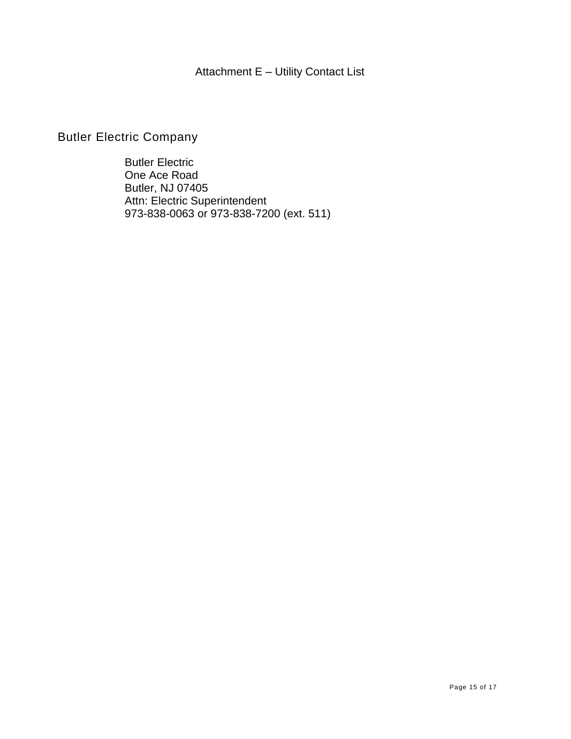# Attachment E – Utility Contact List

## Butler Electric Company

Butler Electric
One Ace Road
Butler, NJ 07405
Attn: Electric Superintendent
973-838-0063 or 973-838-7200 (ext. 511)